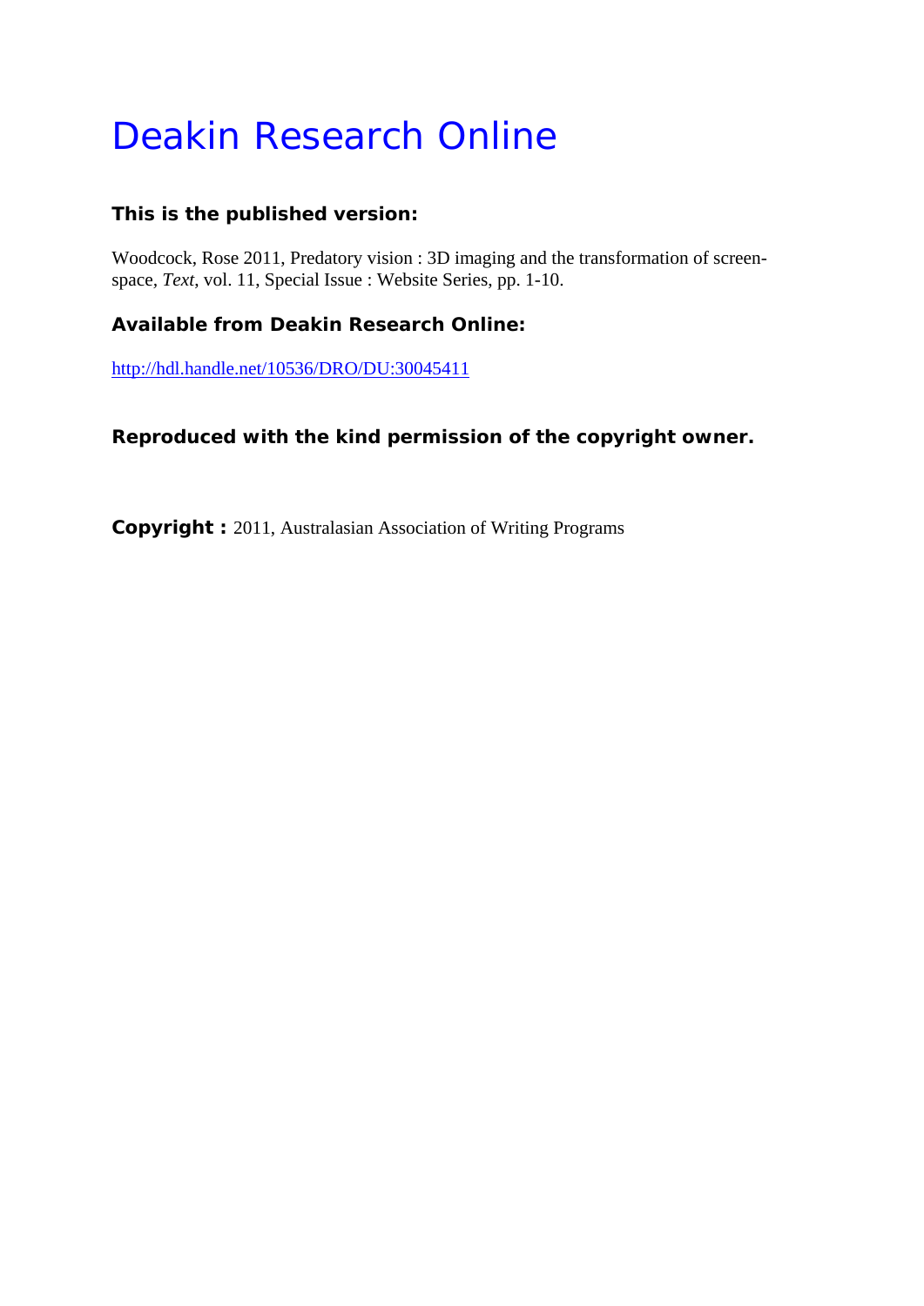# Deakin Research Online

**This is the published version:**

Woodcock, Rose 2011, Predatory vision : 3D imaging and the transformation of screen-space, *Text*, vol. 11, Special Issue : Website Series, pp. 1-10.

**Available from Deakin Research Online:**

http://hdl.handle.net/10536/DRO/DU:30045411

**Reproduced with the kind permission of the copyright owner.**

**Copyright :** 2011, Australasian Association of Writing Programs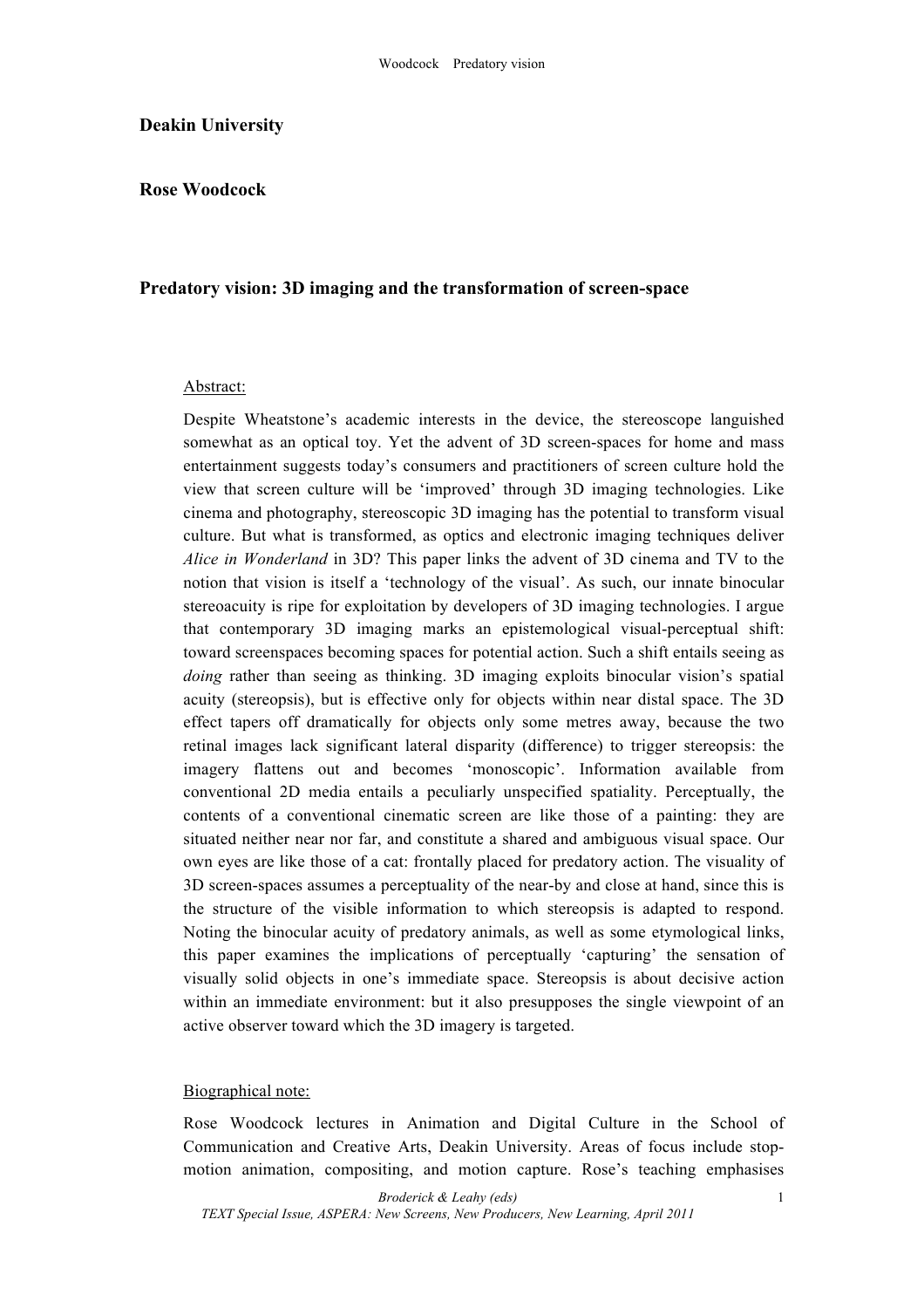**Deakin University**

**Rose Woodcock**

**Predatory vision: 3D imaging and the transformation of screen-space**

Abstract:

Despite Wheatstone's academic interests in the device, the stereoscope languished somewhat as an optical toy. Yet the advent of 3D screen-spaces for home and mass entertainment suggests today's consumers and practitioners of screen culture hold the view that screen culture will be 'improved' through 3D imaging technologies. Like cinema and photography, stereoscopic 3D imaging has the potential to transform visual culture. But what is transformed, as optics and electronic imaging techniques deliver *Alice in Wonderland* in 3D? This paper links the advent of 3D cinema and TV to the notion that vision is itself a 'technology of the visual'. As such, our innate binocular stereoacuity is ripe for exploitation by developers of 3D imaging technologies. I argue that contemporary 3D imaging marks an epistemological visual-perceptual shift: toward screenspaces becoming spaces for potential action. Such a shift entails seeing as *doing* rather than seeing as thinking. 3D imaging exploits binocular vision's spatial acuity (stereopsis), but is effective only for objects within near distal space. The 3D effect tapers off dramatically for objects only some metres away, because the two retinal images lack significant lateral disparity (difference) to trigger stereopsis: the imagery flattens out and becomes 'monoscopic'. Information available from conventional 2D media entails a peculiarly unspecified spatiality. Perceptually, the contents of a conventional cinematic screen are like those of a painting: they are situated neither near nor far, and constitute a shared and ambiguous visual space. Our own eyes are like those of a cat: frontally placed for predatory action. The visuality of 3D screen-spaces assumes a perceptuality of the near-by and close at hand, since this is the structure of the visible information to which stereopsis is adapted to respond. Noting the binocular acuity of predatory animals, as well as some etymological links, this paper examines the implications of perceptually 'capturing' the sensation of visually solid objects in one's immediate space. Stereopsis is about decisive action within an immediate environment: but it also presupposes the single viewpoint of an active observer toward which the 3D imagery is targeted.

Biographical note:

Rose Woodcock lectures in Animation and Digital Culture in the School of Communication and Creative Arts, Deakin University. Areas of focus include stop-motion animation, compositing, and motion capture. Rose's teaching emphasises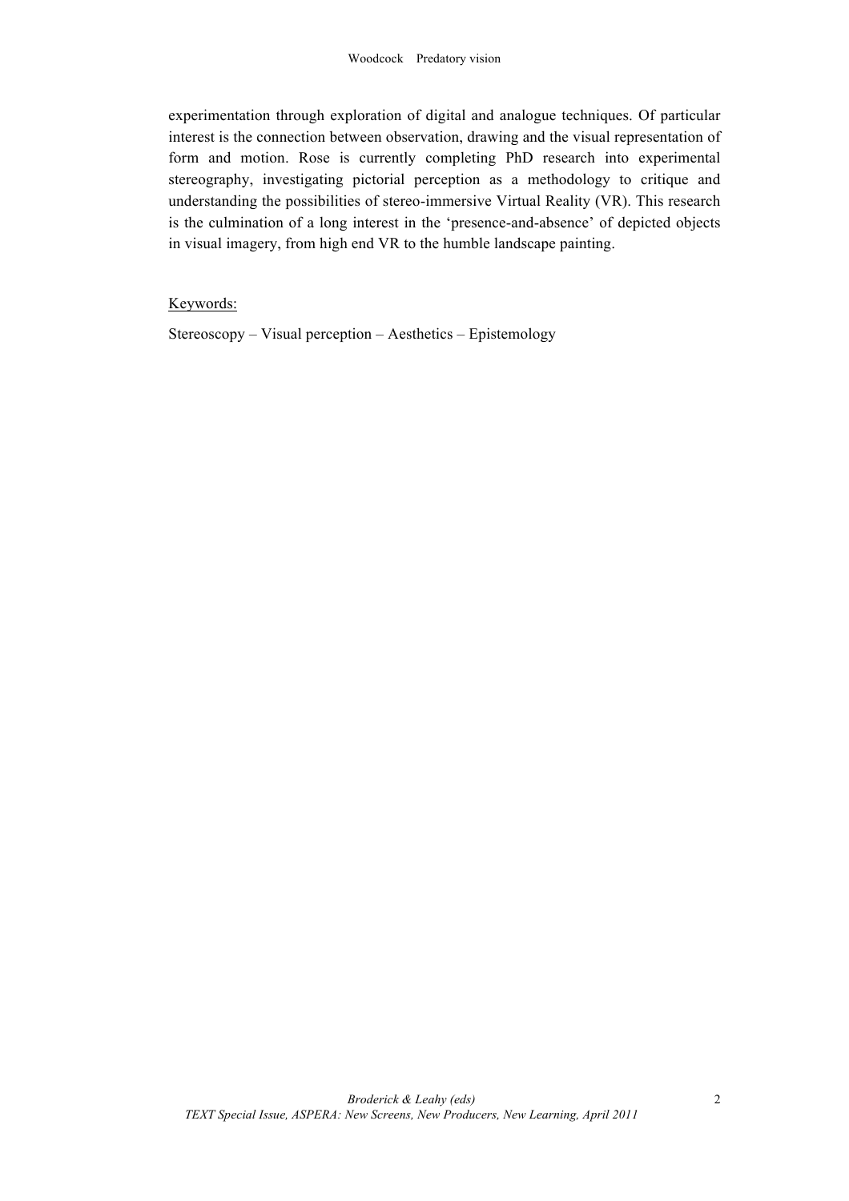experimentation through exploration of digital and analogue techniques. Of particular interest is the connection between observation, drawing and the visual representation of form and motion. Rose is currently completing PhD research into experimental stereography, investigating pictorial perception as a methodology to critique and understanding the possibilities of stereo-immersive Virtual Reality (VR). This research is the culmination of a long interest in the 'presence-and-absence' of depicted objects in visual imagery, from high end VR to the humble landscape painting.

<u>Keywords:</u>

Stereoscopy – Visual perception – Aesthetics – Epistemology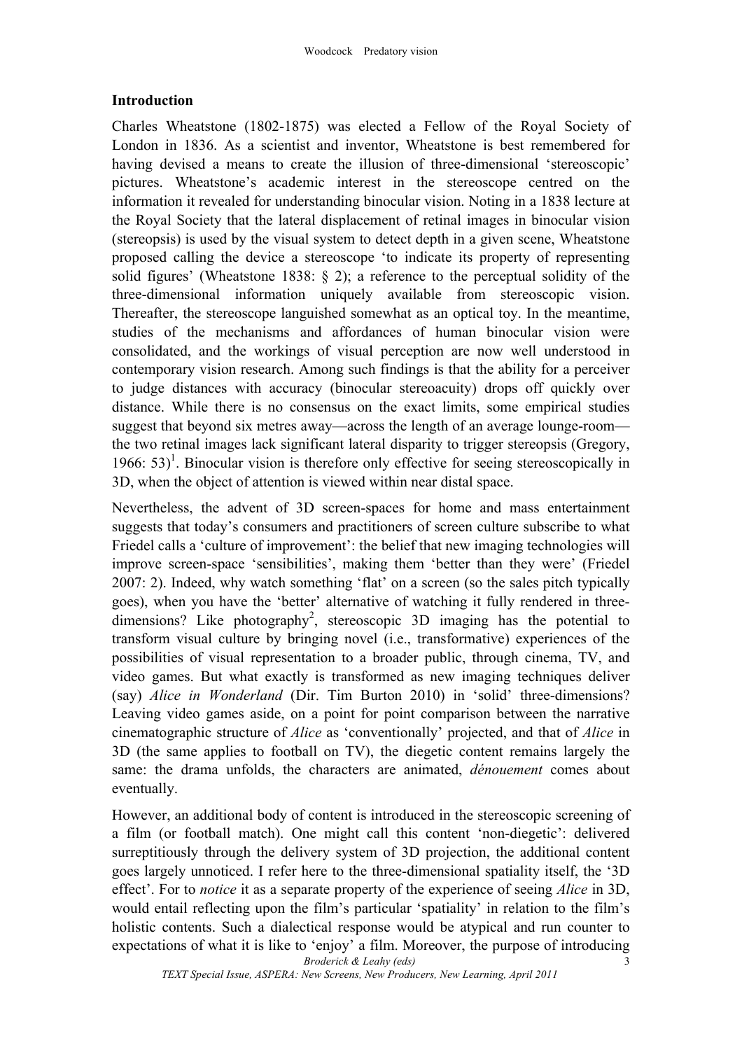## Introduction

Charles Wheatstone (1802-1875) was elected a Fellow of the Royal Society of London in 1836. As a scientist and inventor, Wheatstone is best remembered for having devised a means to create the illusion of three-dimensional 'stereoscopic' pictures. Wheatstone's academic interest in the stereoscope centred on the information it revealed for understanding binocular vision. Noting in a 1838 lecture at the Royal Society that the lateral displacement of retinal images in binocular vision (stereopsis) is used by the visual system to detect depth in a given scene, Wheatstone proposed calling the device a stereoscope 'to indicate its property of representing solid figures' (Wheatstone 1838: § 2); a reference to the perceptual solidity of the three-dimensional information uniquely available from stereoscopic vision. Thereafter, the stereoscope languished somewhat as an optical toy. In the meantime, studies of the mechanisms and affordances of human binocular vision were consolidated, and the workings of visual perception are now well understood in contemporary vision research. Among such findings is that the ability for a perceiver to judge distances with accuracy (binocular stereoacuity) drops off quickly over distance. While there is no consensus on the exact limits, some empirical studies suggest that beyond six metres away—across the length of an average lounge-room—the two retinal images lack significant lateral disparity to trigger stereopsis (Gregory, 1966: 53)[1]. Binocular vision is therefore only effective for seeing stereoscopically in 3D, when the object of attention is viewed within near distal space.

Nevertheless, the advent of 3D screen-spaces for home and mass entertainment suggests that today's consumers and practitioners of screen culture subscribe to what Friedel calls a 'culture of improvement': the belief that new imaging technologies will improve screen-space 'sensibilities', making them 'better than they were' (Friedel 2007: 2). Indeed, why watch something 'flat' on a screen (so the sales pitch typically goes), when you have the 'better' alternative of watching it fully rendered in three-dimensions? Like photography[2], stereoscopic 3D imaging has the potential to transform visual culture by bringing novel (i.e., transformative) experiences of the possibilities of visual representation to a broader public, through cinema, TV, and video games. But what exactly is transformed as new imaging techniques deliver (say) *Alice in Wonderland* (Dir. Tim Burton 2010) in 'solid' three-dimensions? Leaving video games aside, on a point for point comparison between the narrative cinematographic structure of *Alice* as 'conventionally' projected, and that of *Alice* in 3D (the same applies to football on TV), the diegetic content remains largely the same: the drama unfolds, the characters are animated, *dénouement* comes about eventually.

However, an additional body of content is introduced in the stereoscopic screening of a film (or football match). One might call this content 'non-diegetic': delivered surreptitiously through the delivery system of 3D projection, the additional content goes largely unnoticed. I refer here to the three-dimensional spatiality itself, the '3D effect'. For to *notice* it as a separate property of the experience of seeing *Alice* in 3D, would entail reflecting upon the film's particular 'spatiality' in relation to the film's holistic contents. Such a dialectical response would be atypical and run counter to expectations of what it is like to 'enjoy' a film. Moreover, the purpose of introducing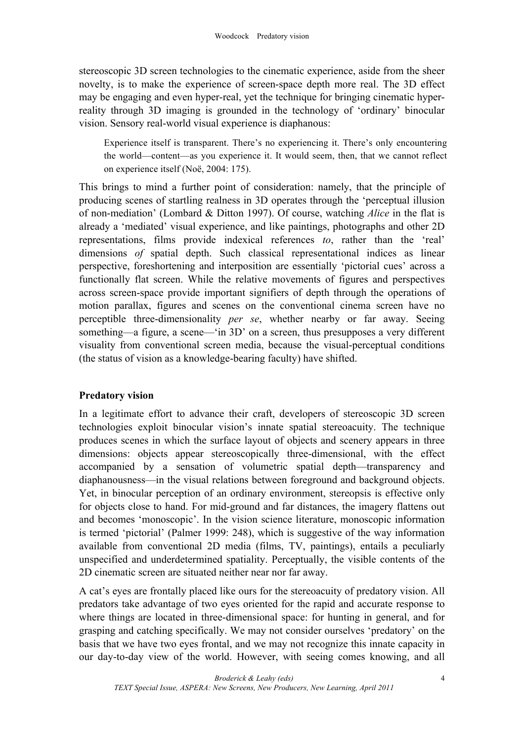stereoscopic 3D screen technologies to the cinematic experience, aside from the sheer novelty, is to make the experience of screen-space depth more real. The 3D effect may be engaging and even hyper-real, yet the technique for bringing cinematic hyper-reality through 3D imaging is grounded in the technology of 'ordinary' binocular vision. Sensory real-world visual experience is diaphanous:

> Experience itself is transparent. There's no experiencing it. There's only encountering the world—content—as you experience it. It would seem, then, that we cannot reflect on experience itself (Noë, 2004: 175).

This brings to mind a further point of consideration: namely, that the principle of producing scenes of startling realness in 3D operates through the 'perceptual illusion of non-mediation' (Lombard & Ditton 1997). Of course, watching *Alice* in the flat is already a 'mediated' visual experience, and like paintings, photographs and other 2D representations, films provide indexical references *to*, rather than the 'real' dimensions *of* spatial depth. Such classical representational indices as linear perspective, foreshortening and interposition are essentially 'pictorial cues' across a functionally flat screen. While the relative movements of figures and perspectives across screen-space provide important signifiers of depth through the operations of motion parallax, figures and scenes on the conventional cinema screen have no perceptible three-dimensionality *per se*, whether nearby or far away. Seeing something—a figure, a scene—'in 3D' on a screen, thus presupposes a very different visuality from conventional screen media, because the visual-perceptual conditions (the status of vision as a knowledge-bearing faculty) have shifted.

## Predatory vision

In a legitimate effort to advance their craft, developers of stereoscopic 3D screen technologies exploit binocular vision's innate spatial stereoacuity. The technique produces scenes in which the surface layout of objects and scenery appears in three dimensions: objects appear stereoscopically three-dimensional, with the effect accompanied by a sensation of volumetric spatial depth—transparency and diaphanousness—in the visual relations between foreground and background objects. Yet, in binocular perception of an ordinary environment, stereopsis is effective only for objects close to hand. For mid-ground and far distances, the imagery flattens out and becomes 'monoscopic'. In the vision science literature, monoscopic information is termed 'pictorial' (Palmer 1999: 248), which is suggestive of the way information available from conventional 2D media (films, TV, paintings), entails a peculiarly unspecified and underdetermined spatiality. Perceptually, the visible contents of the 2D cinematic screen are situated neither near nor far away.

A cat's eyes are frontally placed like ours for the stereoacuity of predatory vision. All predators take advantage of two eyes oriented for the rapid and accurate response to where things are located in three-dimensional space: for hunting in general, and for grasping and catching specifically. We may not consider ourselves 'predatory' on the basis that we have two eyes frontal, and we may not recognize this innate capacity in our day-to-day view of the world. However, with seeing comes knowing, and all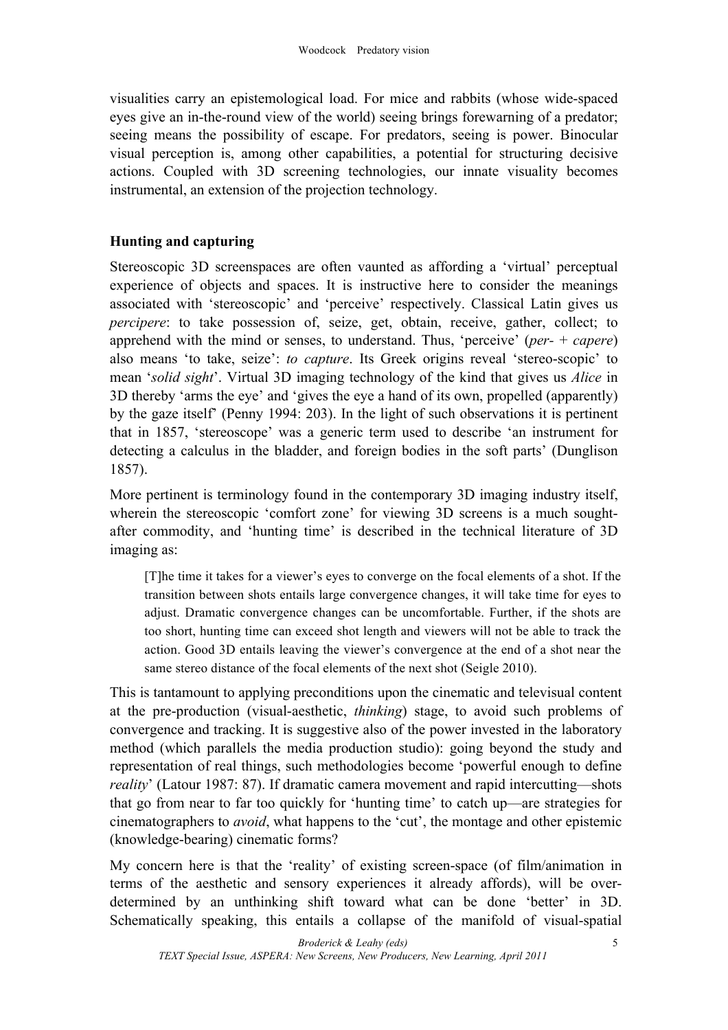visualities carry an epistemological load. For mice and rabbits (whose wide-spaced eyes give an in-the-round view of the world) seeing brings forewarning of a predator; seeing means the possibility of escape. For predators, seeing is power. Binocular visual perception is, among other capabilities, a potential for structuring decisive actions. Coupled with 3D screening technologies, our innate visuality becomes instrumental, an extension of the projection technology.

## Hunting and capturing

Stereoscopic 3D screenspaces are often vaunted as affording a 'virtual' perceptual experience of objects and spaces. It is instructive here to consider the meanings associated with 'stereoscopic' and 'perceive' respectively. Classical Latin gives us *percipere*: to take possession of, seize, get, obtain, receive, gather, collect; to apprehend with the mind or senses, to understand. Thus, 'perceive' (*per*- + *capere*) also means 'to take, seize': *to capture*. Its Greek origins reveal 'stereo-scopic' to mean '*solid sight*'. Virtual 3D imaging technology of the kind that gives us *Alice* in 3D thereby 'arms the eye' and 'gives the eye a hand of its own, propelled (apparently) by the gaze itself' (Penny 1994: 203). In the light of such observations it is pertinent that in 1857, 'stereoscope' was a generic term used to describe 'an instrument for detecting a calculus in the bladder, and foreign bodies in the soft parts' (Dunglison 1857).

More pertinent is terminology found in the contemporary 3D imaging industry itself, wherein the stereoscopic 'comfort zone' for viewing 3D screens is a much sought-after commodity, and 'hunting time' is described in the technical literature of 3D imaging as:

> [T]he time it takes for a viewer's eyes to converge on the focal elements of a shot. If the transition between shots entails large convergence changes, it will take time for eyes to adjust. Dramatic convergence changes can be uncomfortable. Further, if the shots are too short, hunting time can exceed shot length and viewers will not be able to track the action. Good 3D entails leaving the viewer's convergence at the end of a shot near the same stereo distance of the focal elements of the next shot (Seigle 2010).

This is tantamount to applying preconditions upon the cinematic and televisual content at the pre-production (visual-aesthetic, *thinking*) stage, to avoid such problems of convergence and tracking. It is suggestive also of the power invested in the laboratory method (which parallels the media production studio): going beyond the study and representation of real things, such methodologies become 'powerful enough to define *reality*' (Latour 1987: 87). If dramatic camera movement and rapid intercutting—shots that go from near to far too quickly for 'hunting time' to catch up—are strategies for cinematographers to *avoid*, what happens to the 'cut', the montage and other epistemic (knowledge-bearing) cinematic forms?

My concern here is that the 'reality' of existing screen-space (of film/animation in terms of the aesthetic and sensory experiences it already affords), will be over-determined by an unthinking shift toward what can be done 'better' in 3D. Schematically speaking, this entails a collapse of the manifold of visual-spatial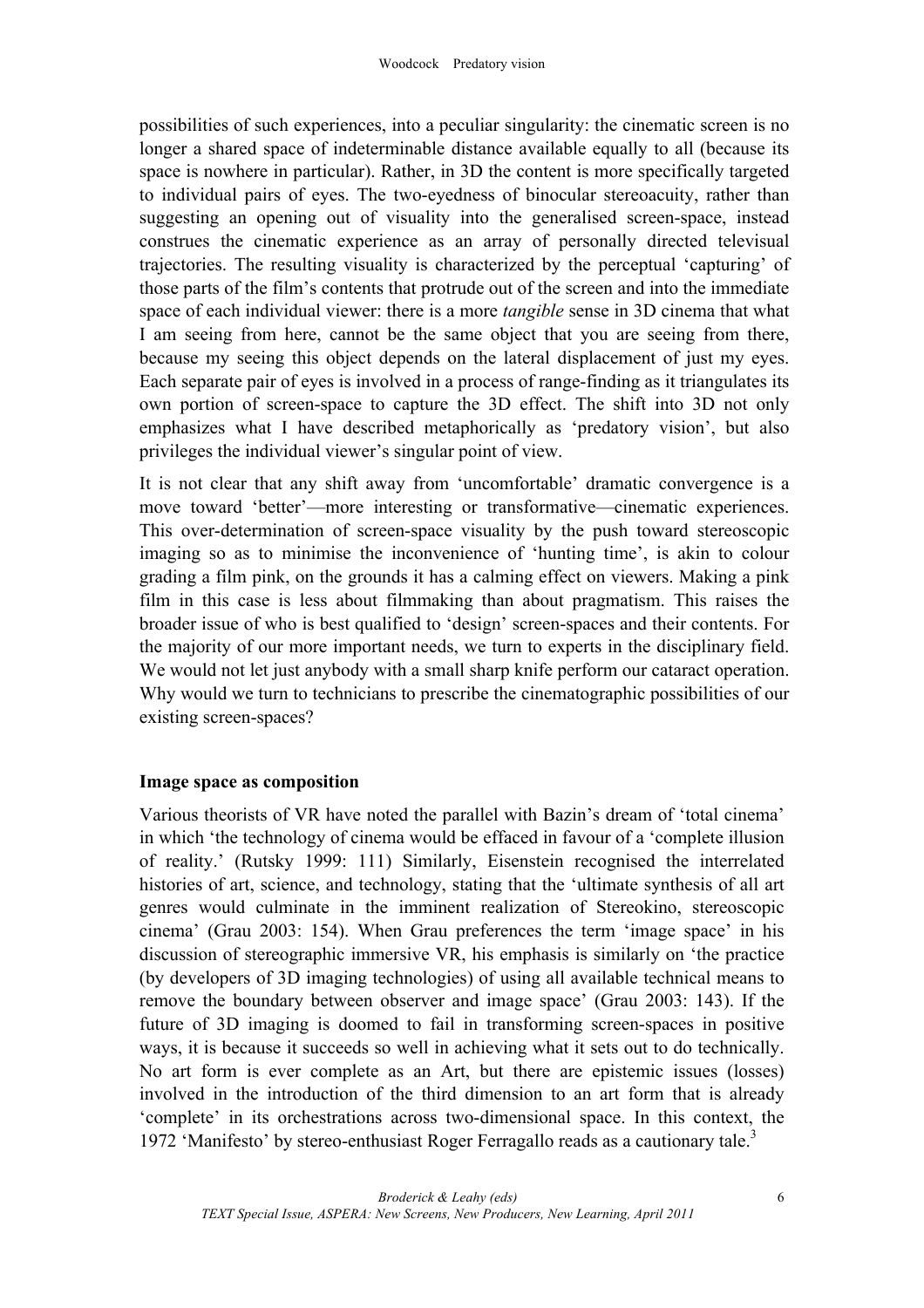possibilities of such experiences, into a peculiar singularity: the cinematic screen is no longer a shared space of indeterminable distance available equally to all (because its space is nowhere in particular). Rather, in 3D the content is more specifically targeted to individual pairs of eyes. The two-eyedness of binocular stereoacuity, rather than suggesting an opening out of visuality into the generalised screen-space, instead construes the cinematic experience as an array of personally directed televisual trajectories. The resulting visuality is characterized by the perceptual 'capturing' of those parts of the film's contents that protrude out of the screen and into the immediate space of each individual viewer: there is a more *tangible* sense in 3D cinema that what I am seeing from here, cannot be the same object that you are seeing from there, because my seeing this object depends on the lateral displacement of just my eyes. Each separate pair of eyes is involved in a process of range-finding as it triangulates its own portion of screen-space to capture the 3D effect. The shift into 3D not only emphasizes what I have described metaphorically as 'predatory vision', but also privileges the individual viewer's singular point of view.

It is not clear that any shift away from 'uncomfortable' dramatic convergence is a move toward 'better'—more interesting or transformative—cinematic experiences. This over-determination of screen-space visuality by the push toward stereoscopic imaging so as to minimise the inconvenience of 'hunting time', is akin to colour grading a film pink, on the grounds it has a calming effect on viewers. Making a pink film in this case is less about filmmaking than about pragmatism. This raises the broader issue of who is best qualified to 'design' screen-spaces and their contents. For the majority of our more important needs, we turn to experts in the disciplinary field. We would not let just anybody with a small sharp knife perform our cataract operation. Why would we turn to technicians to prescribe the cinematographic possibilities of our existing screen-spaces?

## Image space as composition

Various theorists of VR have noted the parallel with Bazin's dream of 'total cinema' in which 'the technology of cinema would be effaced in favour of a 'complete illusion of reality.' (Rutsky 1999: 111) Similarly, Eisenstein recognised the interrelated histories of art, science, and technology, stating that the 'ultimate synthesis of all art genres would culminate in the imminent realization of Stereokino, stereoscopic cinema' (Grau 2003: 154). When Grau preferences the term 'image space' in his discussion of stereographic immersive VR, his emphasis is similarly on 'the practice (by developers of 3D imaging technologies) of using all available technical means to remove the boundary between observer and image space' (Grau 2003: 143). If the future of 3D imaging is doomed to fail in transforming screen-spaces in positive ways, it is because it succeeds so well in achieving what it sets out to do technically. No art form is ever complete as an Art, but there are epistemic issues (losses) involved in the introduction of the third dimension to an art form that is already 'complete' in its orchestrations across two-dimensional space. In this context, the 1972 'Manifesto' by stereo-enthusiast Roger Ferragallo reads as a cautionary tale.[3]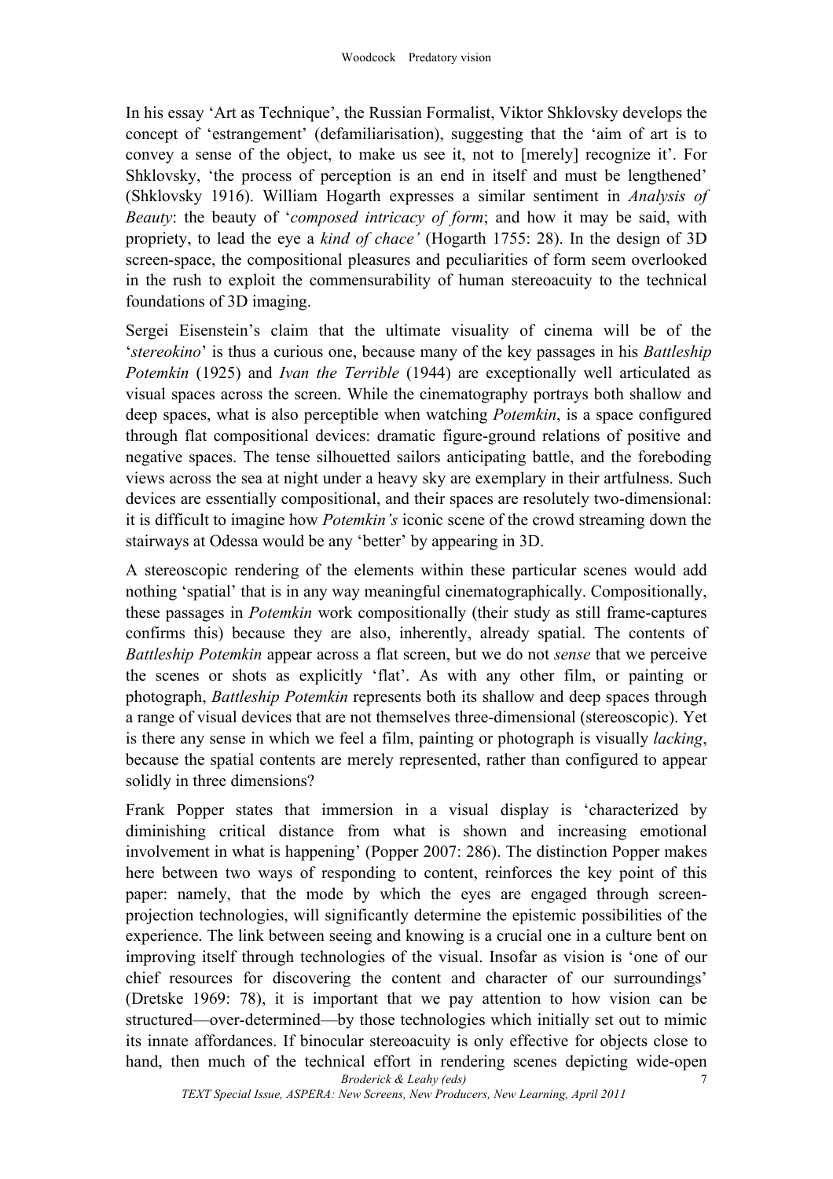In his essay ‘Art as Technique’, the Russian Formalist, Viktor Shklovsky develops the concept of ‘estrangement’ (defamiliarisation), suggesting that the ‘aim of art is to convey a sense of the object, to make us see it, not to [merely] recognize it’. For Shklovsky, ‘the process of perception is an end in itself and must be lengthened’ (Shklovsky 1916). William Hogarth expresses a similar sentiment in *Analysis of Beauty*: the beauty of ‘*composed intricacy of form*; and how it may be said, with propriety, to lead the eye a *kind of chace’* (Hogarth 1755: 28). In the design of 3D screen-space, the compositional pleasures and peculiarities of form seem overlooked in the rush to exploit the commensurability of human stereoacuity to the technical foundations of 3D imaging.

Sergei Eisenstein’s claim that the ultimate visuality of cinema will be of the ‘*stereokino*’ is thus a curious one, because many of the key passages in his *Battleship Potemkin* (1925) and *Ivan the Terrible* (1944) are exceptionally well articulated as visual spaces across the screen. While the cinematography portrays both shallow and deep spaces, what is also perceptible when watching *Potemkin*, is a space configured through flat compositional devices: dramatic figure-ground relations of positive and negative spaces. The tense silhouetted sailors anticipating battle, and the foreboding views across the sea at night under a heavy sky are exemplary in their artfulness. Such devices are essentially compositional, and their spaces are resolutely two-dimensional: it is difficult to imagine how *Potemkin’s* iconic scene of the crowd streaming down the stairways at Odessa would be any ‘better’ by appearing in 3D.

A stereoscopic rendering of the elements within these particular scenes would add nothing ‘spatial’ that is in any way meaningful cinematographically. Compositionally, these passages in *Potemkin* work compositionally (their study as still frame-captures confirms this) because they are also, inherently, already spatial. The contents of *Battleship Potemkin* appear across a flat screen, but we do not *sense* that we perceive the scenes or shots as explicitly ‘flat’. As with any other film, or painting or photograph, *Battleship Potemkin* represents both its shallow and deep spaces through a range of visual devices that are not themselves three-dimensional (stereoscopic). Yet is there any sense in which we feel a film, painting or photograph is visually *lacking*, because the spatial contents are merely represented, rather than configured to appear solidly in three dimensions?

Frank Popper states that immersion in a visual display is ‘characterized by diminishing critical distance from what is shown and increasing emotional involvement in what is happening’ (Popper 2007: 286). The distinction Popper makes here between two ways of responding to content, reinforces the key point of this paper: namely, that the mode by which the eyes are engaged through screen-projection technologies, will significantly determine the epistemic possibilities of the experience. The link between seeing and knowing is a crucial one in a culture bent on improving itself through technologies of the visual. Insofar as vision is ‘one of our chief resources for discovering the content and character of our surroundings’ (Dretske 1969: 78), it is important that we pay attention to how vision can be structured—over-determined—by those technologies which initially set out to mimic its innate affordances. If binocular stereoacuity is only effective for objects close to hand, then much of the technical effort in rendering scenes depicting wide-open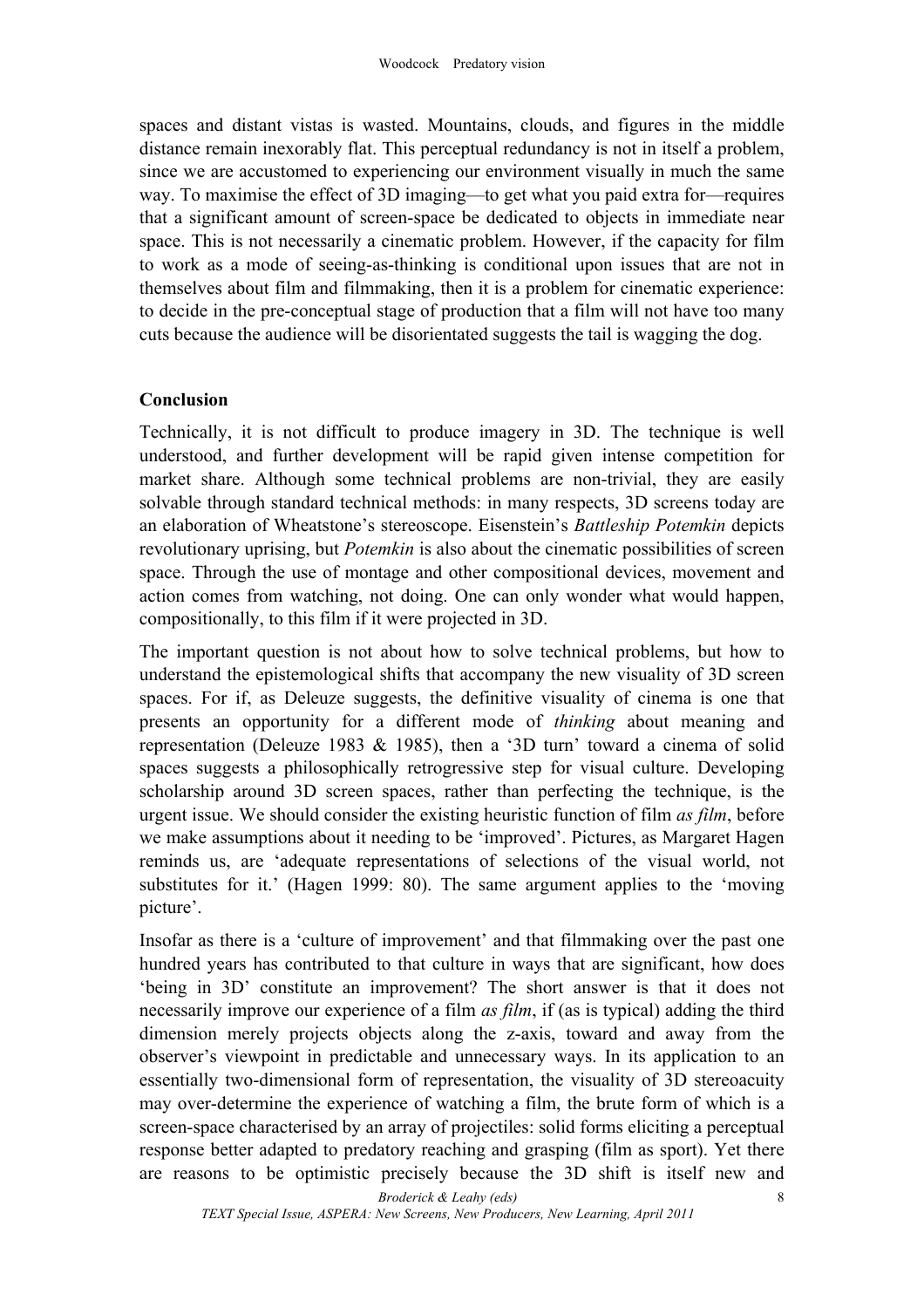spaces and distant vistas is wasted. Mountains, clouds, and figures in the middle distance remain inexorably flat. This perceptual redundancy is not in itself a problem, since we are accustomed to experiencing our environment visually in much the same way. To maximise the effect of 3D imaging—to get what you paid extra for—requires that a significant amount of screen-space be dedicated to objects in immediate near space. This is not necessarily a cinematic problem. However, if the capacity for film to work as a mode of seeing-as-thinking is conditional upon issues that are not in themselves about film and filmmaking, then it is a problem for cinematic experience: to decide in the pre-conceptual stage of production that a film will not have too many cuts because the audience will be disorientated suggests the tail is wagging the dog.

## Conclusion

Technically, it is not difficult to produce imagery in 3D. The technique is well understood, and further development will be rapid given intense competition for market share. Although some technical problems are non-trivial, they are easily solvable through standard technical methods: in many respects, 3D screens today are an elaboration of Wheatstone's stereoscope. Eisenstein's *Battleship Potemkin* depicts revolutionary uprising, but *Potemkin* is also about the cinematic possibilities of screen space. Through the use of montage and other compositional devices, movement and action comes from watching, not doing. One can only wonder what would happen, compositionally, to this film if it were projected in 3D.

The important question is not about how to solve technical problems, but how to understand the epistemological shifts that accompany the new visuality of 3D screen spaces. For if, as Deleuze suggests, the definitive visuality of cinema is one that presents an opportunity for a different mode of *thinking* about meaning and representation (Deleuze 1983 & 1985), then a '3D turn' toward a cinema of solid spaces suggests a philosophically retrogressive step for visual culture. Developing scholarship around 3D screen spaces, rather than perfecting the technique, is the urgent issue. We should consider the existing heuristic function of film *as film*, before we make assumptions about it needing to be 'improved'. Pictures, as Margaret Hagen reminds us, are 'adequate representations of selections of the visual world, not substitutes for it.' (Hagen 1999: 80). The same argument applies to the 'moving picture'.

Insofar as there is a 'culture of improvement' and that filmmaking over the past one hundred years has contributed to that culture in ways that are significant, how does 'being in 3D' constitute an improvement? The short answer is that it does not necessarily improve our experience of a film *as film*, if (as is typical) adding the third dimension merely projects objects along the z-axis, toward and away from the observer's viewpoint in predictable and unnecessary ways. In its application to an essentially two-dimensional form of representation, the visuality of 3D stereoacuity may over-determine the experience of watching a film, the brute form of which is a screen-space characterised by an array of projectiles: solid forms eliciting a perceptual response better adapted to predatory reaching and grasping (film as sport). Yet there are reasons to be optimistic precisely because the 3D shift is itself new and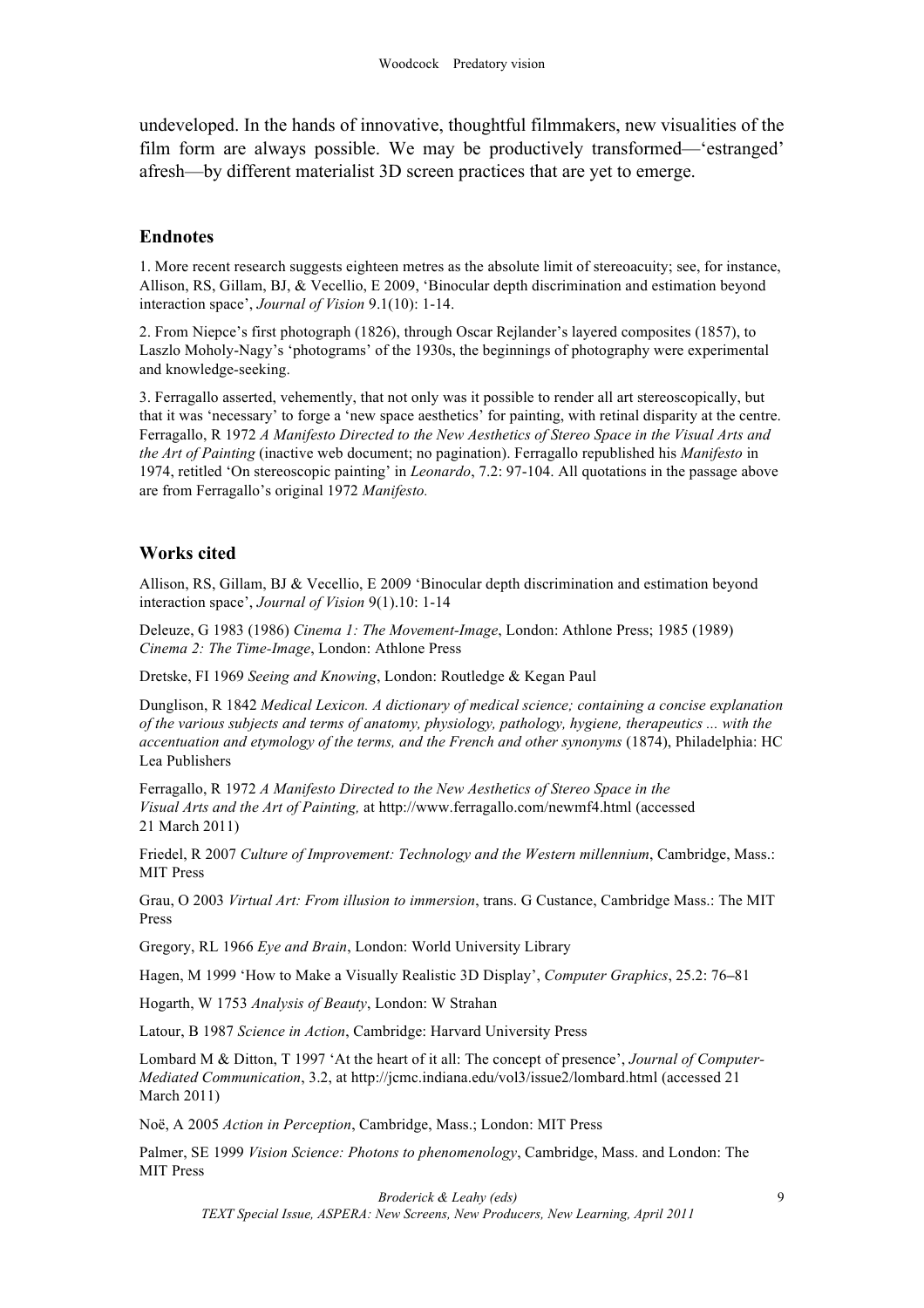undeveloped. In the hands of innovative, thoughtful filmmakers, new visualities of the film form are always possible. We may be productively transformed—'estranged' afresh—by different materialist 3D screen practices that are yet to emerge.

## Endnotes

1. More recent research suggests eighteen metres as the absolute limit of stereoacuity; see, for instance, Allison, RS, Gillam, BJ, & Vecellio, E 2009, 'Binocular depth discrimination and estimation beyond interaction space', *Journal of Vision* 9.1(10): 1-14.

2. From Niepce's first photograph (1826), through Oscar Rejlander's layered composites (1857), to Laszlo Moholy-Nagy's 'photograms' of the 1930s, the beginnings of photography were experimental and knowledge-seeking.

3. Ferragallo asserted, vehemently, that not only was it possible to render all art stereoscopically, but that it was 'necessary' to forge a 'new space aesthetics' for painting, with retinal disparity at the centre. Ferragallo, R 1972 *A Manifesto Directed to the New Aesthetics of Stereo Space in the Visual Arts and the Art of Painting* (inactive web document; no pagination). Ferragallo republished his *Manifesto* in 1974, retitled 'On stereoscopic painting' in *Leonardo*, 7.2: 97-104. All quotations in the passage above are from Ferragallo's original 1972 *Manifesto.*

## Works cited

Allison, RS, Gillam, BJ & Vecellio, E 2009 'Binocular depth discrimination and estimation beyond interaction space', *Journal of Vision* 9(1).10: 1-14

Deleuze, G 1983 (1986) *Cinema 1: The Movement-Image*, London: Athlone Press; 1985 (1989) *Cinema 2: The Time-Image*, London: Athlone Press

Dretske, FI 1969 *Seeing and Knowing*, London: Routledge & Kegan Paul

Dunglison, R 1842 *Medical Lexicon. A dictionary of medical science; containing a concise explanation of the various subjects and terms of anatomy, physiology, pathology, hygiene, therapeutics ... with the accentuation and etymology of the terms, and the French and other synonyms* (1874), Philadelphia: HC Lea Publishers

Ferragallo, R 1972 *A Manifesto Directed to the New Aesthetics of Stereo Space in the Visual Arts and the Art of Painting,* at http://www.ferragallo.com/newmf4.html (accessed 21 March 2011)

Friedel, R 2007 *Culture of Improvement: Technology and the Western millennium*, Cambridge, Mass.: MIT Press

Grau, O 2003 *Virtual Art: From illusion to immersion*, trans. G Custance, Cambridge Mass.: The MIT Press

Gregory, RL 1966 *Eye and Brain*, London: World University Library

Hagen, M 1999 'How to Make a Visually Realistic 3D Display', *Computer Graphics*, 25.2: 76–81

Hogarth, W 1753 *Analysis of Beauty*, London: W Strahan

Latour, B 1987 *Science in Action*, Cambridge: Harvard University Press

Lombard M & Ditton, T 1997 'At the heart of it all: The concept of presence', *Journal of Computer-Mediated Communication*, 3.2, at http://jcmc.indiana.edu/vol3/issue2/lombard.html (accessed 21 March 2011)

Noë, A 2005 *Action in Perception*, Cambridge, Mass.; London: MIT Press

Palmer, SE 1999 *Vision Science: Photons to phenomenology*, Cambridge, Mass. and London: The MIT Press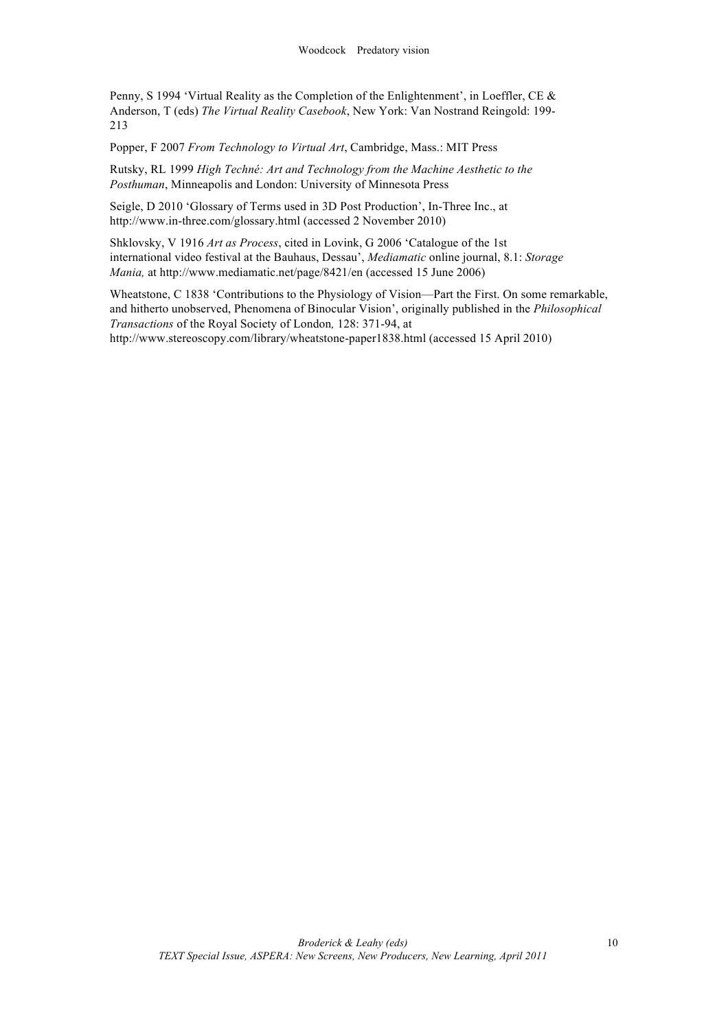Penny, S 1994 'Virtual Reality as the Completion of the Enlightenment', in Loeffler, CE & Anderson, T (eds) *The Virtual Reality Casebook*, New York: Van Nostrand Reingold: 199-213

Popper, F 2007 *From Technology to Virtual Art*, Cambridge, Mass.: MIT Press

Rutsky, RL 1999 *High Techné: Art and Technology from the Machine Aesthetic to the Posthuman*, Minneapolis and London: University of Minnesota Press

Seigle, D 2010 'Glossary of Terms used in 3D Post Production', In-Three Inc., at http://www.in-three.com/glossary.html (accessed 2 November 2010)

Shklovsky, V 1916 *Art as Process*, cited in Lovink, G 2006 'Catalogue of the 1st international video festival at the Bauhaus, Dessau', *Mediamatic* online journal, 8.1: *Storage Mania,* at http://www.mediamatic.net/page/8421/en (accessed 15 June 2006)

Wheatstone, C 1838 'Contributions to the Physiology of Vision—Part the First. On some remarkable, and hitherto unobserved, Phenomena of Binocular Vision', originally published in the *Philosophical Transactions* of the Royal Society of London*,* 128: 371-94, at http://www.stereoscopy.com/library/wheatstone-paper1838.html (accessed 15 April 2010)